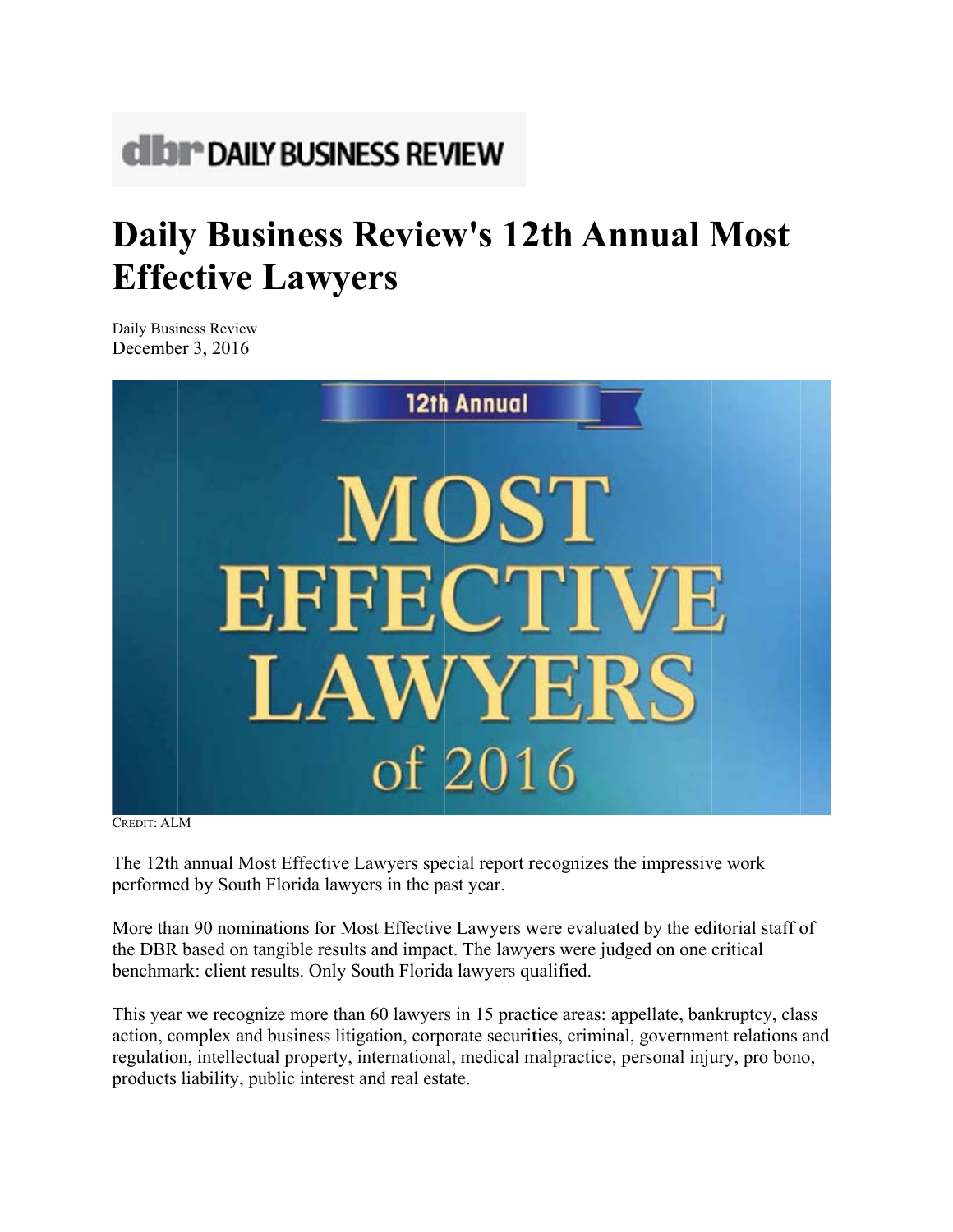# Daily Business Review's 12th Annual Most Effective Lawyers

Daily Business Review
December 3, 2016

CREDIT: ALM

The 12th annual Most Effective Lawyers special report recognizes the impressive work performed by South Florida lawyers in the past year.

More than 90 nominations for Most Effective Lawyers were evaluated by the editorial staff of the DBR based on tangible results and impact. The lawyers were judged on one critical benchmark: client results. Only South Florida lawyers qualified.

This year we recognize more than 60 lawyers in 15 practice areas: appellate, bankruptcy, class action, complex and business litigation, corporate securities, criminal, government relations and regulation, intellectual property, international, medical malpractice, personal injury, pro bono, products liability, public interest and real estate.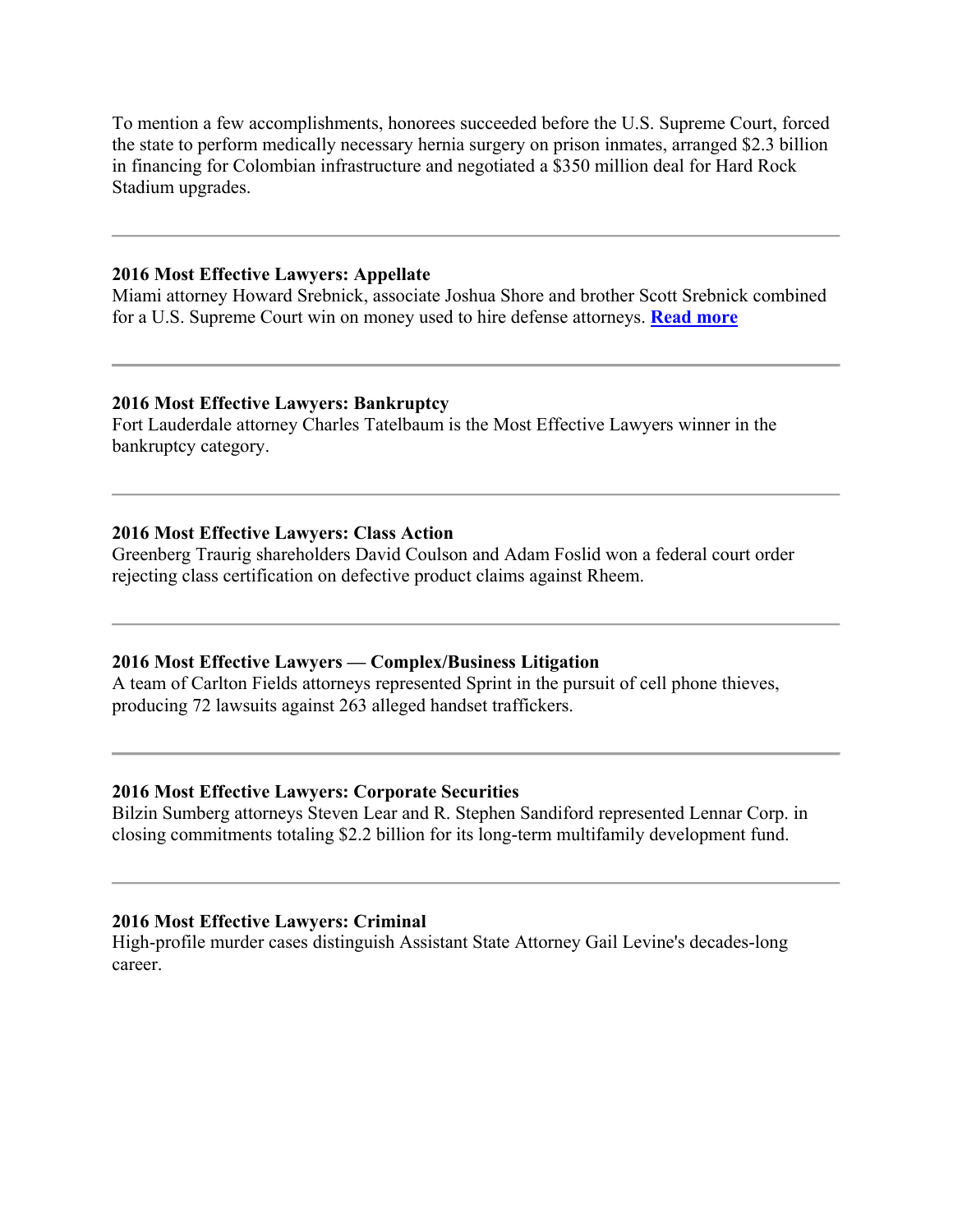To mention a few accomplishments, honorees succeeded before the U.S. Supreme Court, forced the state to perform medically necessary hernia surgery on prison inmates, arranged $2.3 billion in financing for Colombian infrastructure and negotiated a $350 million deal for Hard Rock Stadium upgrades.

---

**2016 Most Effective Lawyers: Appellate**
Miami attorney Howard Srebnick, associate Joshua Shore and brother Scott Srebnick combined for a U.S. Supreme Court win on money used to hire defense attorneys. **Read more**

---

**2016 Most Effective Lawyers: Bankruptcy**
Fort Lauderdale attorney Charles Tatelbaum is the Most Effective Lawyers winner in the bankruptcy category.

---

**2016 Most Effective Lawyers: Class Action**
Greenberg Traurig shareholders David Coulson and Adam Foslid won a federal court order rejecting class certification on defective product claims against Rheem.

---

**2016 Most Effective Lawyers — Complex/Business Litigation**
A team of Carlton Fields attorneys represented Sprint in the pursuit of cell phone thieves, producing 72 lawsuits against 263 alleged handset traffickers.

---

**2016 Most Effective Lawyers: Corporate Securities**
Bilzin Sumberg attorneys Steven Lear and R. Stephen Sandiford represented Lennar Corp. in closing commitments totaling $2.2 billion for its long-term multifamily development fund.

---

**2016 Most Effective Lawyers: Criminal**
High-profile murder cases distinguish Assistant State Attorney Gail Levine's decades-long career.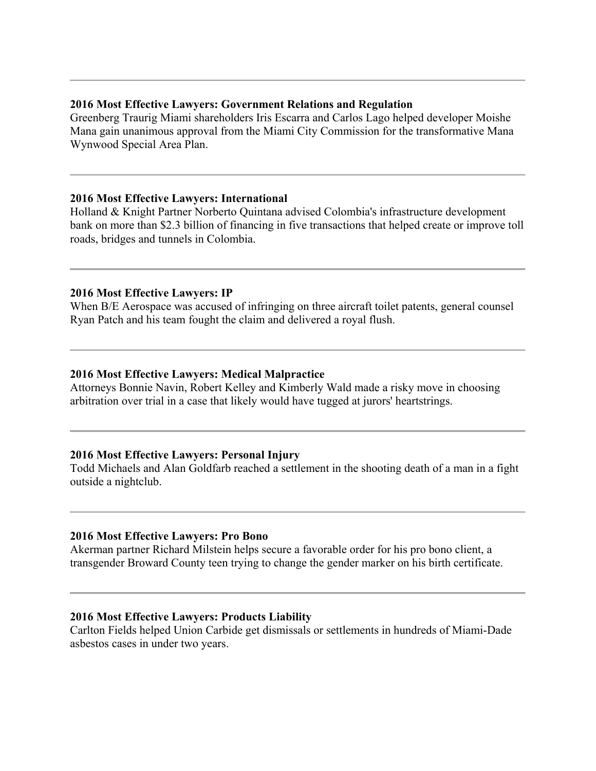---

**2016 Most Effective Lawyers: Government Relations and Regulation**
Greenberg Traurig Miami shareholders Iris Escarra and Carlos Lago helped developer Moishe Mana gain unanimous approval from the Miami City Commission for the transformative Mana Wynwood Special Area Plan.

---

**2016 Most Effective Lawyers: International**
Holland & Knight Partner Norberto Quintana advised Colombia's infrastructure development bank on more than $2.3 billion of financing in five transactions that helped create or improve toll roads, bridges and tunnels in Colombia.

---

**2016 Most Effective Lawyers: IP**
When B/E Aerospace was accused of infringing on three aircraft toilet patents, general counsel Ryan Patch and his team fought the claim and delivered a royal flush.

---

**2016 Most Effective Lawyers: Medical Malpractice**
Attorneys Bonnie Navin, Robert Kelley and Kimberly Wald made a risky move in choosing arbitration over trial in a case that likely would have tugged at jurors' heartstrings.

---

**2016 Most Effective Lawyers: Personal Injury**
Todd Michaels and Alan Goldfarb reached a settlement in the shooting death of a man in a fight outside a nightclub.

---

**2016 Most Effective Lawyers: Pro Bono**
Akerman partner Richard Milstein helps secure a favorable order for his pro bono client, a transgender Broward County teen trying to change the gender marker on his birth certificate.

---

**2016 Most Effective Lawyers: Products Liability**
Carlton Fields helped Union Carbide get dismissals or settlements in hundreds of Miami-Dade asbestos cases in under two years.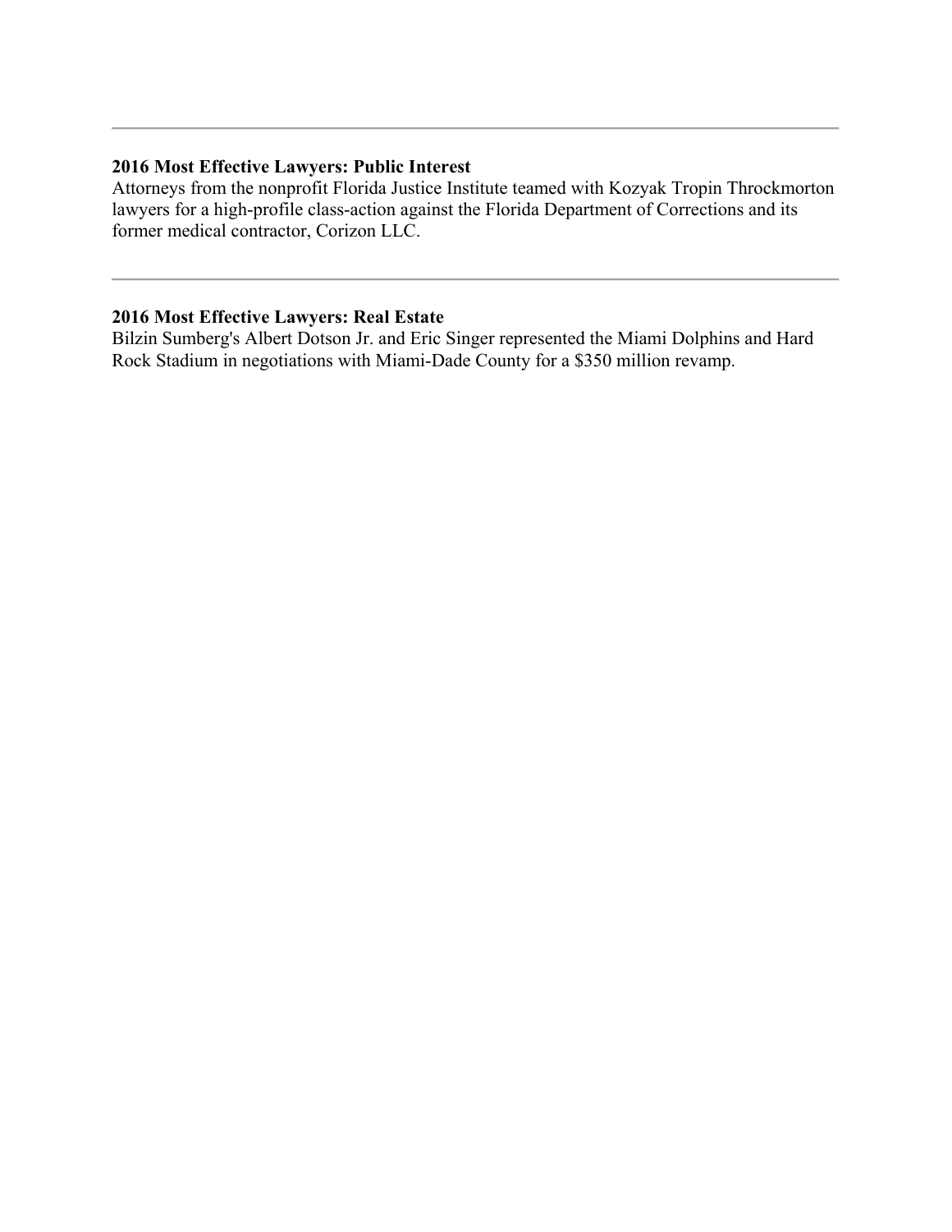---

**2016 Most Effective Lawyers: Public Interest**

Attorneys from the nonprofit Florida Justice Institute teamed with Kozyak Tropin Throckmorton lawyers for a high-profile class-action against the Florida Department of Corrections and its former medical contractor, Corizon LLC.

---

**2016 Most Effective Lawyers: Real Estate**

Bilzin Sumberg's Albert Dotson Jr. and Eric Singer represented the Miami Dolphins and Hard Rock Stadium in negotiations with Miami-Dade County for a $350 million revamp.